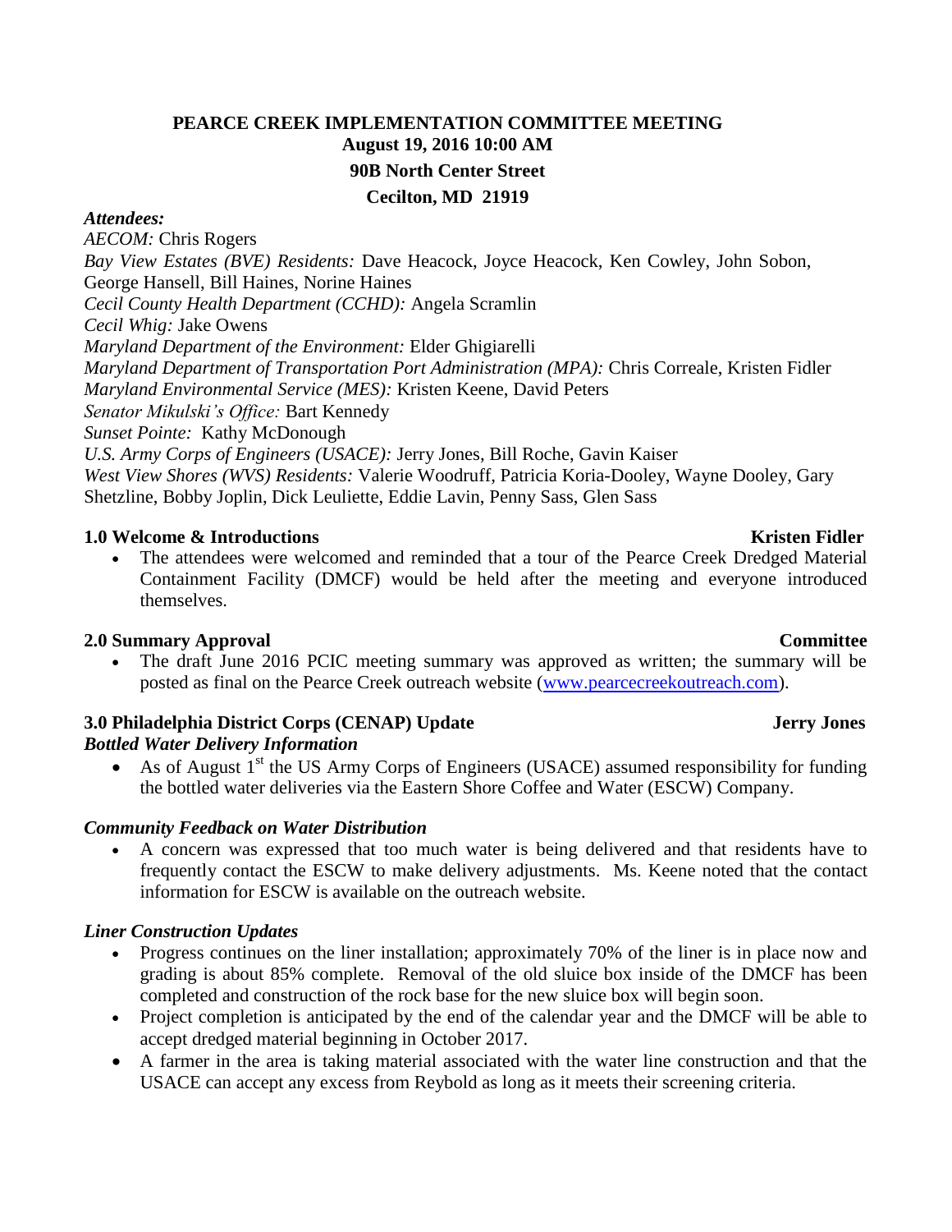# PEARCE CREEK IMPLEMENTATION COMMITTEE MEETING

**August 19, 2016 10:00 AM**

**90B North Center Street**

**Cecilton, MD 21919**

***Attendees:***

*AECOM:* Chris Rogers
*Bay View Estates (BVE) Residents:* Dave Heacock, Joyce Heacock, Ken Cowley, John Sobon, George Hansell, Bill Haines, Norine Haines
*Cecil County Health Department (CCHD):* Angela Scramlin
*Cecil Whig:* Jake Owens
*Maryland Department of the Environment:* Elder Ghigiarelli
*Maryland Department of Transportation Port Administration (MPA):* Chris Correale, Kristen Fidler
*Maryland Environmental Service (MES):* Kristen Keene, David Peters
*Senator Mikulski's Office:* Bart Kennedy
*Sunset Pointe:* Kathy McDonough
*U.S. Army Corps of Engineers (USACE):* Jerry Jones, Bill Roche, Gavin Kaiser
*West View Shores (WVS) Residents:* Valerie Woodruff, Patricia Koria-Dooley, Wayne Dooley, Gary Shetzline, Bobby Joplin, Dick Leuliette, Eddie Lavin, Penny Sass, Glen Sass

## 1.0 Welcome & Introductions — Kristen Fidler

- The attendees were welcomed and reminded that a tour of the Pearce Creek Dredged Material Containment Facility (DMCF) would be held after the meeting and everyone introduced themselves.

## 2.0 Summary Approval — Committee

- The draft June 2016 PCIC meeting summary was approved as written; the summary will be posted as final on the Pearce Creek outreach website (www.pearcecreekoutreach.com).

## 3.0 Philadelphia District Corps (CENAP) Update — Jerry Jones

***Bottled Water Delivery Information***

- As of August 1st the US Army Corps of Engineers (USACE) assumed responsibility for funding the bottled water deliveries via the Eastern Shore Coffee and Water (ESCW) Company.

***Community Feedback on Water Distribution***

- A concern was expressed that too much water is being delivered and that residents have to frequently contact the ESCW to make delivery adjustments. Ms. Keene noted that the contact information for ESCW is available on the outreach website.

***Liner Construction Updates***

- Progress continues on the liner installation; approximately 70% of the liner is in place now and grading is about 85% complete. Removal of the old sluice box inside of the DMCF has been completed and construction of the rock base for the new sluice box will begin soon.
- Project completion is anticipated by the end of the calendar year and the DMCF will be able to accept dredged material beginning in October 2017.
- A farmer in the area is taking material associated with the water line construction and that the USACE can accept any excess from Reybold as long as it meets their screening criteria.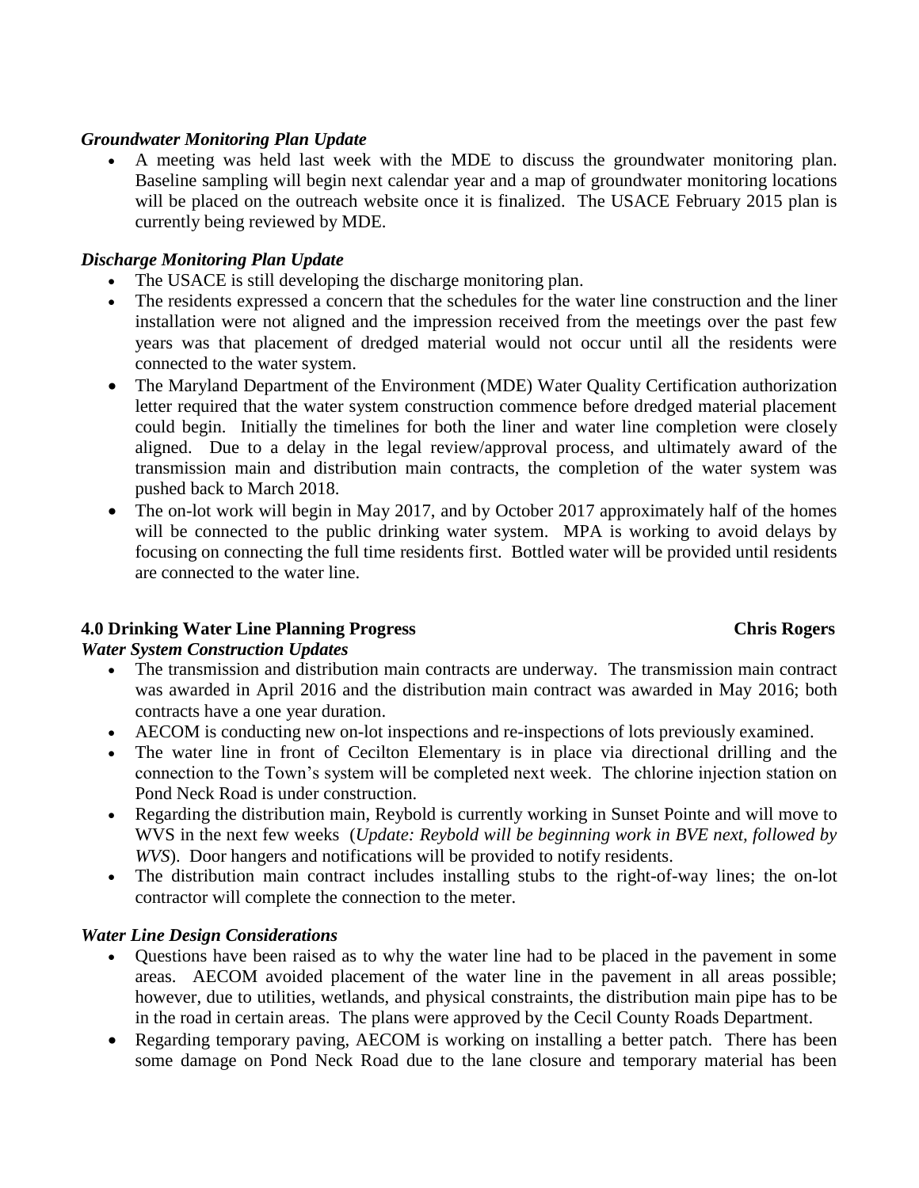### *Groundwater Monitoring Plan Update*

- A meeting was held last week with the MDE to discuss the groundwater monitoring plan. Baseline sampling will begin next calendar year and a map of groundwater monitoring locations will be placed on the outreach website once it is finalized. The USACE February 2015 plan is currently being reviewed by MDE.

### *Discharge Monitoring Plan Update*

- The USACE is still developing the discharge monitoring plan.
- The residents expressed a concern that the schedules for the water line construction and the liner installation were not aligned and the impression received from the meetings over the past few years was that placement of dredged material would not occur until all the residents were connected to the water system.
- The Maryland Department of the Environment (MDE) Water Quality Certification authorization letter required that the water system construction commence before dredged material placement could begin. Initially the timelines for both the liner and water line completion were closely aligned. Due to a delay in the legal review/approval process, and ultimately award of the transmission main and distribution main contracts, the completion of the water system was pushed back to March 2018.
- The on-lot work will begin in May 2017, and by October 2017 approximately half of the homes will be connected to the public drinking water system. MPA is working to avoid delays by focusing on connecting the full time residents first. Bottled water will be provided until residents are connected to the water line.

## 4.0 Drinking Water Line Planning Progress — Chris Rogers

### *Water System Construction Updates*

- The transmission and distribution main contracts are underway. The transmission main contract was awarded in April 2016 and the distribution main contract was awarded in May 2016; both contracts have a one year duration.
- AECOM is conducting new on-lot inspections and re-inspections of lots previously examined.
- The water line in front of Cecilton Elementary is in place via directional drilling and the connection to the Town's system will be completed next week. The chlorine injection station on Pond Neck Road is under construction.
- Regarding the distribution main, Reybold is currently working in Sunset Pointe and will move to WVS in the next few weeks (*Update: Reybold will be beginning work in BVE next, followed by WVS*). Door hangers and notifications will be provided to notify residents.
- The distribution main contract includes installing stubs to the right-of-way lines; the on-lot contractor will complete the connection to the meter.

### *Water Line Design Considerations*

- Questions have been raised as to why the water line had to be placed in the pavement in some areas. AECOM avoided placement of the water line in the pavement in all areas possible; however, due to utilities, wetlands, and physical constraints, the distribution main pipe has to be in the road in certain areas. The plans were approved by the Cecil County Roads Department.
- Regarding temporary paving, AECOM is working on installing a better patch. There has been some damage on Pond Neck Road due to the lane closure and temporary material has been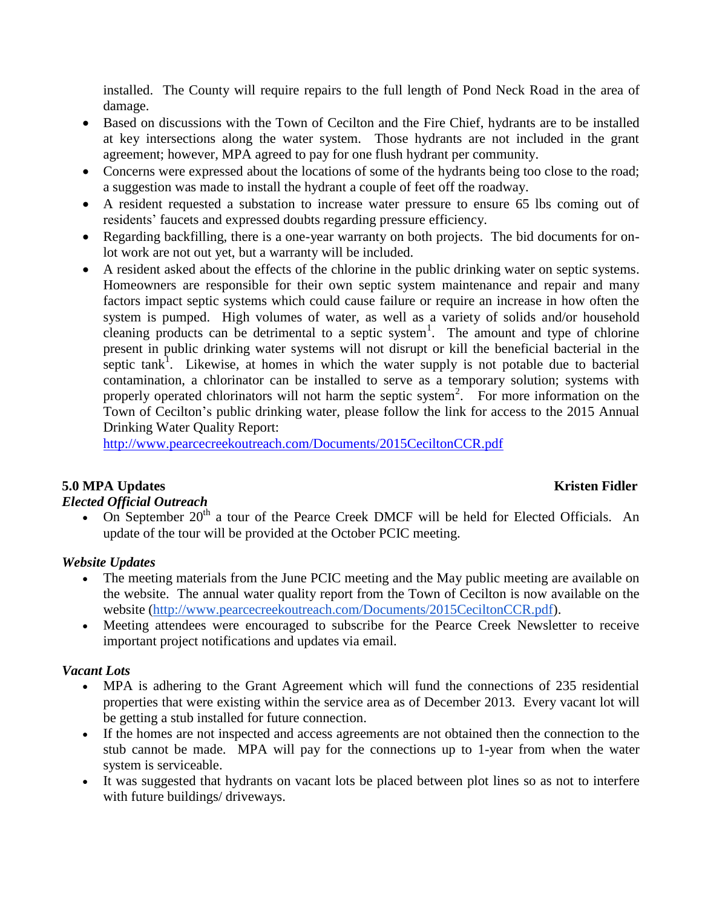installed. The County will require repairs to the full length of Pond Neck Road in the area of damage.

- Based on discussions with the Town of Cecilton and the Fire Chief, hydrants are to be installed at key intersections along the water system. Those hydrants are not included in the grant agreement; however, MPA agreed to pay for one flush hydrant per community.
- Concerns were expressed about the locations of some of the hydrants being too close to the road; a suggestion was made to install the hydrant a couple of feet off the roadway.
- A resident requested a substation to increase water pressure to ensure 65 lbs coming out of residents' faucets and expressed doubts regarding pressure efficiency.
- Regarding backfilling, there is a one-year warranty on both projects. The bid documents for on-lot work are not out yet, but a warranty will be included.
- A resident asked about the effects of the chlorine in the public drinking water on septic systems. Homeowners are responsible for their own septic system maintenance and repair and many factors impact septic systems which could cause failure or require an increase in how often the system is pumped. High volumes of water, as well as a variety of solids and/or household cleaning products can be detrimental to a septic system[1]. The amount and type of chlorine present in public drinking water systems will not disrupt or kill the beneficial bacterial in the septic tank[1]. Likewise, at homes in which the water supply is not potable due to bacterial contamination, a chlorinator can be installed to serve as a temporary solution; systems with properly operated chlorinators will not harm the septic system[2]. For more information on the Town of Cecilton's public drinking water, please follow the link for access to the 2015 Annual Drinking Water Quality Report: http://www.pearcecreekoutreach.com/Documents/2015CeciltonCCR.pdf

## 5.0 MPA Updates — Kristen Fidler

***Elected Official Outreach***

- On September 20th a tour of the Pearce Creek DMCF will be held for Elected Officials. An update of the tour will be provided at the October PCIC meeting.

***Website Updates***

- The meeting materials from the June PCIC meeting and the May public meeting are available on the website. The annual water quality report from the Town of Cecilton is now available on the website (http://www.pearcecreekoutreach.com/Documents/2015CeciltonCCR.pdf).
- Meeting attendees were encouraged to subscribe for the Pearce Creek Newsletter to receive important project notifications and updates via email.

***Vacant Lots***

- MPA is adhering to the Grant Agreement which will fund the connections of 235 residential properties that were existing within the service area as of December 2013. Every vacant lot will be getting a stub installed for future connection.
- If the homes are not inspected and access agreements are not obtained then the connection to the stub cannot be made. MPA will pay for the connections up to 1-year from when the water system is serviceable.
- It was suggested that hydrants on vacant lots be placed between plot lines so as not to interfere with future buildings/ driveways.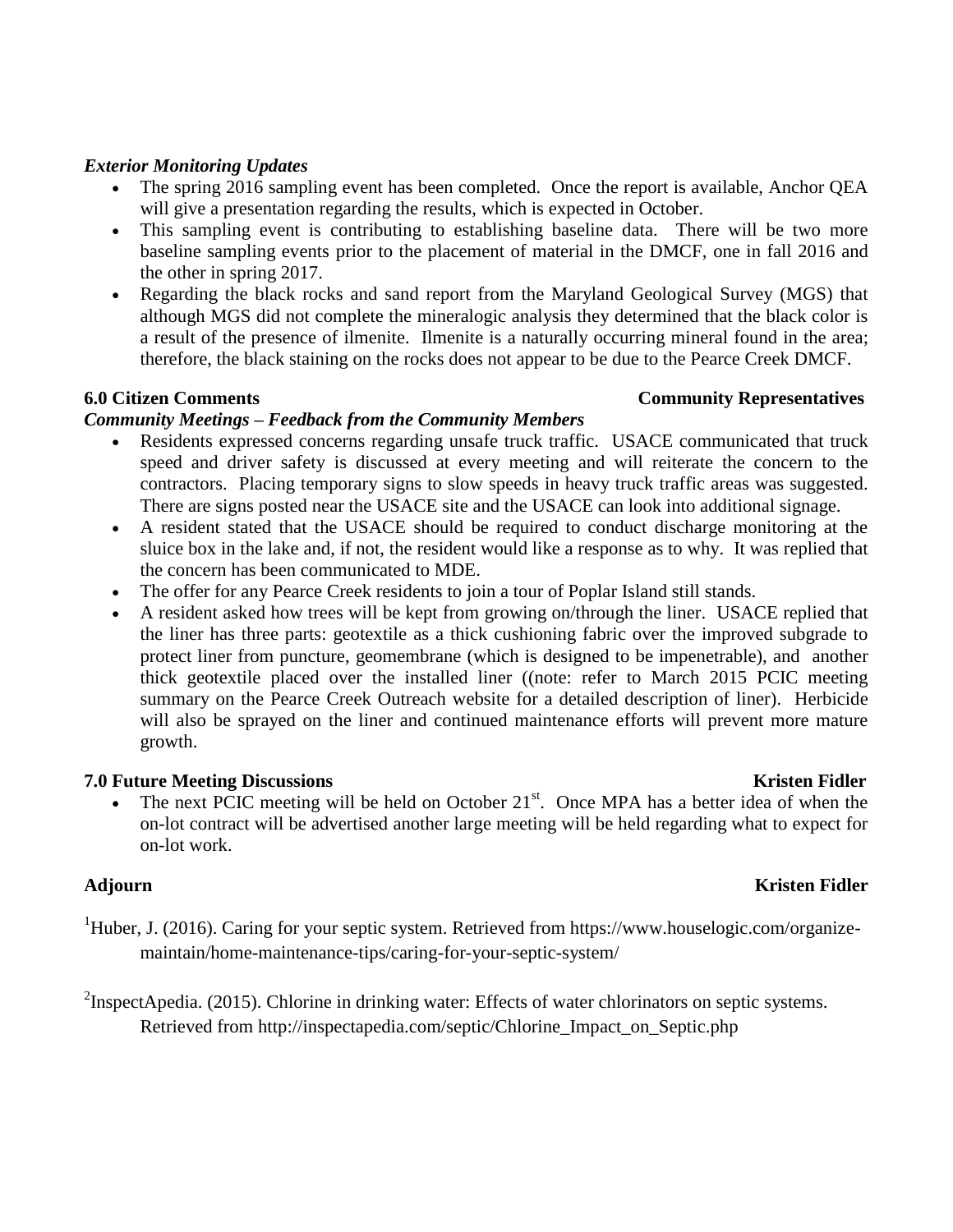### *Exterior Monitoring Updates*

- The spring 2016 sampling event has been completed. Once the report is available, Anchor QEA will give a presentation regarding the results, which is expected in October.
- This sampling event is contributing to establishing baseline data. There will be two more baseline sampling events prior to the placement of material in the DMCF, one in fall 2016 and the other in spring 2017.
- Regarding the black rocks and sand report from the Maryland Geological Survey (MGS) that although MGS did not complete the mineralogic analysis they determined that the black color is a result of the presence of ilmenite. Ilmenite is a naturally occurring mineral found in the area; therefore, the black staining on the rocks does not appear to be due to the Pearce Creek DMCF.

## 6.0 Citizen Comments — Community Representatives

### *Community Meetings – Feedback from the Community Members*

- Residents expressed concerns regarding unsafe truck traffic. USACE communicated that truck speed and driver safety is discussed at every meeting and will reiterate the concern to the contractors. Placing temporary signs to slow speeds in heavy truck traffic areas was suggested. There are signs posted near the USACE site and the USACE can look into additional signage.
- A resident stated that the USACE should be required to conduct discharge monitoring at the sluice box in the lake and, if not, the resident would like a response as to why. It was replied that the concern has been communicated to MDE.
- The offer for any Pearce Creek residents to join a tour of Poplar Island still stands.
- A resident asked how trees will be kept from growing on/through the liner. USACE replied that the liner has three parts: geotextile as a thick cushioning fabric over the improved subgrade to protect liner from puncture, geomembrane (which is designed to be impenetrable), and another thick geotextile placed over the installed liner ((note: refer to March 2015 PCIC meeting summary on the Pearce Creek Outreach website for a detailed description of liner). Herbicide will also be sprayed on the liner and continued maintenance efforts will prevent more mature growth.

## 7.0 Future Meeting Discussions — Kristen Fidler

- The next PCIC meeting will be held on October 21st. Once MPA has a better idea of when the on-lot contract will be advertised another large meeting will be held regarding what to expect for on-lot work.

## Adjourn — Kristen Fidler

[1]Huber, J. (2016). Caring for your septic system. Retrieved from https://www.houselogic.com/organize-maintain/home-maintenance-tips/caring-for-your-septic-system/

[2]InspectApedia. (2015). Chlorine in drinking water: Effects of water chlorinators on septic systems. Retrieved from http://inspectapedia.com/septic/Chlorine_Impact_on_Septic.php